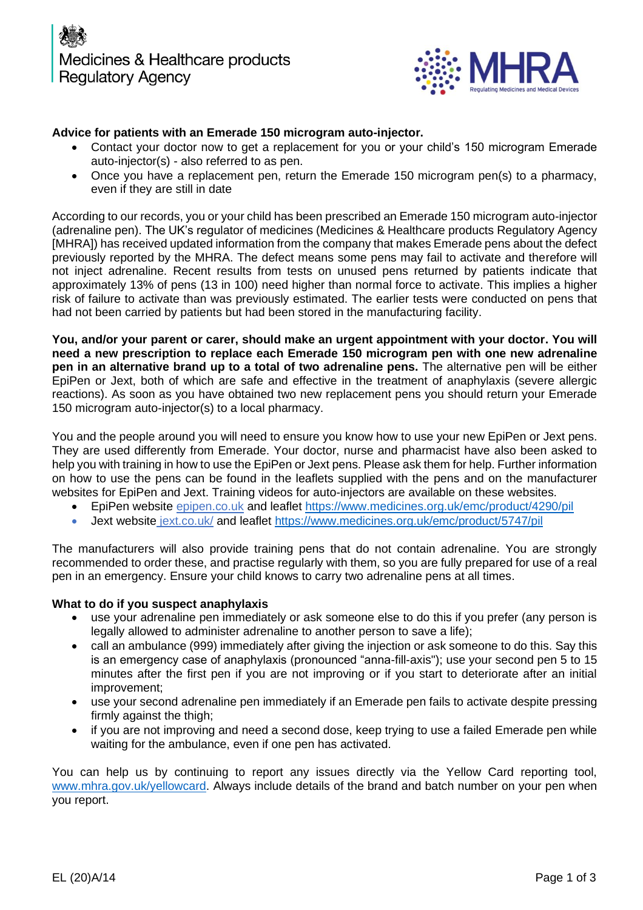Medicines & Healthcare products Regulatory Agency

MHRA
Regulating Medicines and Medical Devices

**Advice for patients with an Emerade 150 microgram auto-injector.**

- Contact your doctor now to get a replacement for you or your child's 150 microgram Emerade auto-injector(s) - also referred to as pen.
- Once you have a replacement pen, return the Emerade 150 microgram pen(s) to a pharmacy, even if they are still in date

According to our records, you or your child has been prescribed an Emerade 150 microgram auto-injector (adrenaline pen). The UK's regulator of medicines (Medicines & Healthcare products Regulatory Agency [MHRA]) has received updated information from the company that makes Emerade pens about the defect previously reported by the MHRA. The defect means some pens may fail to activate and therefore will not inject adrenaline. Recent results from tests on unused pens returned by patients indicate that approximately 13% of pens (13 in 100) need higher than normal force to activate. This implies a higher risk of failure to activate than was previously estimated. The earlier tests were conducted on pens that had not been carried by patients but had been stored in the manufacturing facility.

**You, and/or your parent or carer, should make an urgent appointment with your doctor. You will need a new prescription to replace each Emerade 150 microgram pen with one new adrenaline pen in an alternative brand up to a total of two adrenaline pens.** The alternative pen will be either EpiPen or Jext, both of which are safe and effective in the treatment of anaphylaxis (severe allergic reactions). As soon as you have obtained two new replacement pens you should return your Emerade 150 microgram auto-injector(s) to a local pharmacy.

You and the people around you will need to ensure you know how to use your new EpiPen or Jext pens. They are used differently from Emerade. Your doctor, nurse and pharmacist have also been asked to help you with training in how to use the EpiPen or Jext pens. Please ask them for help. Further information on how to use the pens can be found in the leaflets supplied with the pens and on the manufacturer websites for EpiPen and Jext. Training videos for auto-injectors are available on these websites.

- EpiPen website [epipen.co.uk](epipen.co.uk) and leaflet [https://www.medicines.org.uk/emc/product/4290/pil](https://www.medicines.org.uk/emc/product/4290/pil)
- Jext website [jext.co.uk/](jext.co.uk/) and leaflet [https://www.medicines.org.uk/emc/product/5747/pil](https://www.medicines.org.uk/emc/product/5747/pil)

The manufacturers will also provide training pens that do not contain adrenaline. You are strongly recommended to order these, and practise regularly with them, so you are fully prepared for use of a real pen in an emergency. Ensure your child knows to carry two adrenaline pens at all times.

**What to do if you suspect anaphylaxis**

- use your adrenaline pen immediately or ask someone else to do this if you prefer (any person is legally allowed to administer adrenaline to another person to save a life);
- call an ambulance (999) immediately after giving the injection or ask someone to do this. Say this is an emergency case of anaphylaxis (pronounced "anna-fill-axis"); use your second pen 5 to 15 minutes after the first pen if you are not improving or if you start to deteriorate after an initial improvement;
- use your second adrenaline pen immediately if an Emerade pen fails to activate despite pressing firmly against the thigh;
- if you are not improving and need a second dose, keep trying to use a failed Emerade pen while waiting for the ambulance, even if one pen has activated.

You can help us by continuing to report any issues directly via the Yellow Card reporting tool, [www.mhra.gov.uk/yellowcard](www.mhra.gov.uk/yellowcard). Always include details of the brand and batch number on your pen when you report.

EL (20)A/14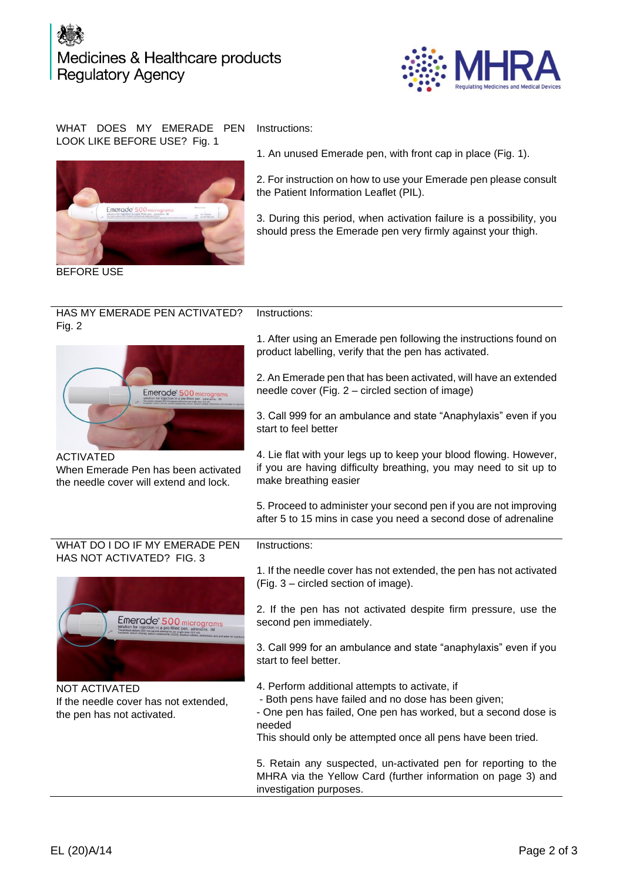## WHAT DOES MY EMERADE PEN LOOK LIKE BEFORE USE? Fig. 1

BEFORE USE

Instructions:

1. An unused Emerade pen, with front cap in place (Fig. 1).

2. For instruction on how to use your Emerade pen please consult the Patient Information Leaflet (PIL).

3. During this period, when activation failure is a possibility, you should press the Emerade pen very firmly against your thigh.

---

## HAS MY EMERADE PEN ACTIVATED? Fig. 2

ACTIVATED
When Emerade Pen has been activated the needle cover will extend and lock.

Instructions:

1. After using an Emerade pen following the instructions found on product labelling, verify that the pen has activated.

2. An Emerade pen that has been activated, will have an extended needle cover (Fig. 2 – circled section of image)

3. Call 999 for an ambulance and state "Anaphylaxis" even if you start to feel better

4. Lie flat with your legs up to keep your blood flowing. However, if you are having difficulty breathing, you may need to sit up to make breathing easier

5. Proceed to administer your second pen if you are not improving after 5 to 15 mins in case you need a second dose of adrenaline

---

## WHAT DO I DO IF MY EMERADE PEN HAS NOT ACTIVATED? FIG. 3

NOT ACTIVATED
If the needle cover has not extended, the pen has not activated.

Instructions:

1. If the needle cover has not extended, the pen has not activated (Fig. 3 – circled section of image).

2. If the pen has not activated despite firm pressure, use the second pen immediately.

3. Call 999 for an ambulance and state "anaphylaxis" even if you start to feel better.

4. Perform additional attempts to activate, if
   - Both pens have failed and no dose has been given;
   - One pen has failed, One pen has worked, but a second dose is needed

   This should only be attempted once all pens have been tried.

5. Retain any suspected, un-activated pen for reporting to the MHRA via the Yellow Card (further information on page 3) and investigation purposes.

EL (20)A/14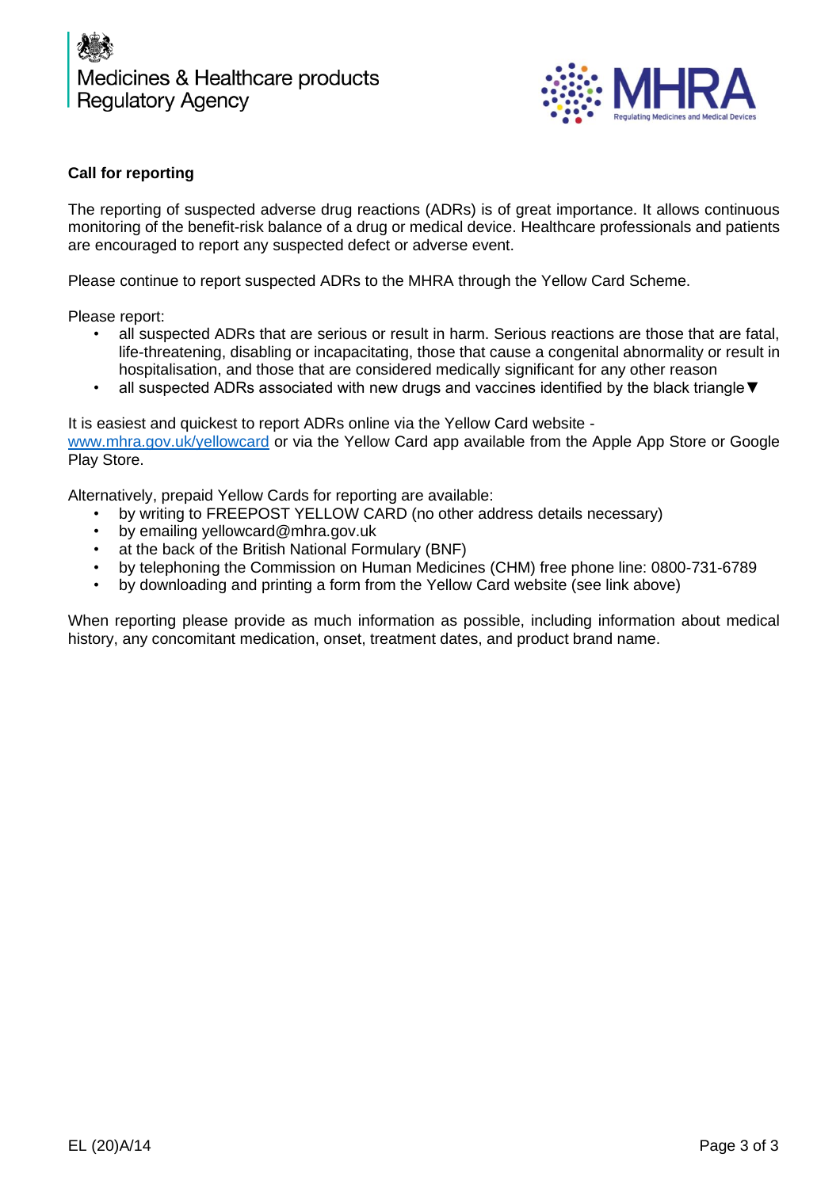**Call for reporting**

The reporting of suspected adverse drug reactions (ADRs) is of great importance. It allows continuous monitoring of the benefit-risk balance of a drug or medical device. Healthcare professionals and patients are encouraged to report any suspected defect or adverse event.

Please continue to report suspected ADRs to the MHRA through the Yellow Card Scheme.

Please report:

- all suspected ADRs that are serious or result in harm. Serious reactions are those that are fatal, life-threatening, disabling or incapacitating, those that cause a congenital abnormality or result in hospitalisation, and those that are considered medically significant for any other reason
- all suspected ADRs associated with new drugs and vaccines identified by the black triangle ▼

It is easiest and quickest to report ADRs online via the Yellow Card website - www.mhra.gov.uk/yellowcard or via the Yellow Card app available from the Apple App Store or Google Play Store.

Alternatively, prepaid Yellow Cards for reporting are available:

- by writing to FREEPOST YELLOW CARD (no other address details necessary)
- by emailing yellowcard@mhra.gov.uk
- at the back of the British National Formulary (BNF)
- by telephoning the Commission on Human Medicines (CHM) free phone line: 0800-731-6789
- by downloading and printing a form from the Yellow Card website (see link above)

When reporting please provide as much information as possible, including information about medical history, any concomitant medication, onset, treatment dates, and product brand name.

EL (20)A/14